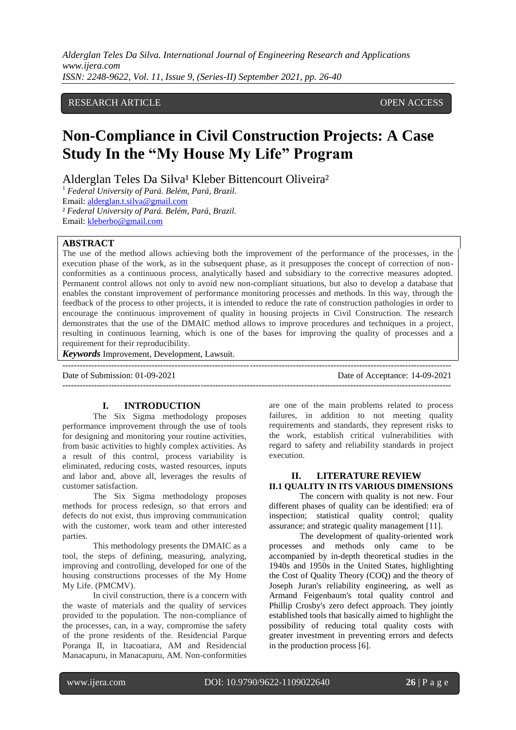RESEARCH ARTICLE OPEN ACCESS

# Non-Compliance in Civil Construction Projects: A Case Study In the "My House My Life" Program

Alderglan Teles Da Silva[1] Kleber Bittencourt Oliveira[2]

[1] *Federal University of Pará. Belém, Pará, Brazil.*
Email: alderglan.t.silva@gmail.com

[2] *Federal University of Pará. Belém, Pará, Brazil.*
Email: kleberbo@gmail.com

## ABSTRACT

The use of the method allows achieving both the improvement of the performance of the processes, in the execution phase of the work, as in the subsequent phase, as it presupposes the concept of correction of non-conformities as a continuous process, analytically based and subsidiary to the corrective measures adopted. Permanent control allows not only to avoid new non-compliant situations, but also to develop a database that enables the constant improvement of performance monitoring processes and methods. In this way, through the feedback of the process to other projects, it is intended to reduce the rate of construction pathologies in order to encourage the continuous improvement of quality in housing projects in Civil Construction. The research demonstrates that the use of the DMAIC method allows to improve procedures and techniques in a project, resulting in continuous learning, which is one of the bases for improving the quality of processes and a requirement for their reproducibility.

***Keywords*** Improvement, Development, Lawsuit.

---

Date of Submission: 01-09-2021 Date of Acceptance: 14-09-2021

---

## I. INTRODUCTION

The Six Sigma methodology proposes performance improvement through the use of tools for designing and monitoring your routine activities, from basic activities to highly complex activities. As a result of this control, process variability is eliminated, reducing costs, wasted resources, inputs and labor and, above all, leverages the results of customer satisfaction.

The Six Sigma methodology proposes methods for process redesign, so that errors and defects do not exist, thus improving communication with the customer, work team and other interested parties.

This methodology presents the DMAIC as a tool, the steps of defining, measuring, analyzing, improving and controlling, developed for one of the housing constructions processes of the My Home My Life. (PMCMV).

In civil construction, there is a concern with the waste of materials and the quality of services provided to the population. The non-compliance of the processes, can, in a way, compromise the safety of the prone residents of the. Residencial Parque Poranga II, in Itacoatiara, AM and Residencial Manacapuru, in Manacapuru, AM. Non-conformities are one of the main problems related to process failures, in addition to not meeting quality requirements and standards, they represent risks to the work, establish critical vulnerabilities with regard to safety and reliability standards in project execution.

## II. LITERATURE REVIEW

### II.1 QUALITY IN ITS VARIOUS DIMENSIONS

The concern with quality is not new. Four different phases of quality can be identified: era of inspection; statistical quality control; quality assurance; and strategic quality management [11].

The development of quality-oriented work processes and methods only came to be accompanied by in-depth theoretical studies in the 1940s and 1950s in the United States, highlighting the Cost of Quality Theory (COQ) and the theory of Joseph Juran's reliability engineering, as well as Armand Feigenbaum's total quality control and Phillip Crosby's zero defect approach. They jointly established tools that basically aimed to highlight the possibility of reducing total quality costs with greater investment in preventing errors and defects in the production process [6].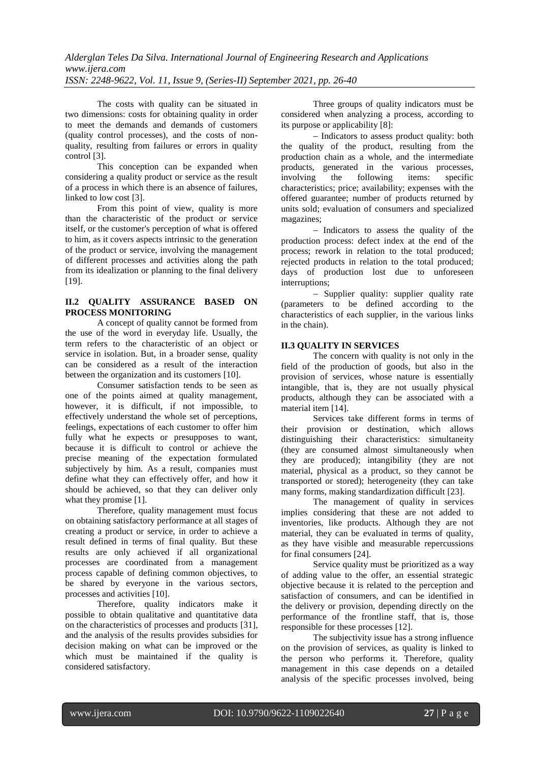The costs with quality can be situated in two dimensions: costs for obtaining quality in order to meet the demands and demands of customers (quality control processes), and the costs of non-quality, resulting from failures or errors in quality control [3].

This conception can be expanded when considering a quality product or service as the result of a process in which there is an absence of failures, linked to low cost [3].

From this point of view, quality is more than the characteristic of the product or service itself, or the customer's perception of what is offered to him, as it covers aspects intrinsic to the generation of the product or service, involving the management of different processes and activities along the path from its idealization or planning to the final delivery [19].

### II.2 QUALITY ASSURANCE BASED ON PROCESS MONITORING

A concept of quality cannot be formed from the use of the word in everyday life. Usually, the term refers to the characteristic of an object or service in isolation. But, in a broader sense, quality can be considered as a result of the interaction between the organization and its customers [10].

Consumer satisfaction tends to be seen as one of the points aimed at quality management, however, it is difficult, if not impossible, to effectively understand the whole set of perceptions, feelings, expectations of each customer to offer him fully what he expects or presupposes to want, because it is difficult to control or achieve the precise meaning of the expectation formulated subjectively by him. As a result, companies must define what they can effectively offer, and how it should be achieved, so that they can deliver only what they promise [1].

Therefore, quality management must focus on obtaining satisfactory performance at all stages of creating a product or service, in order to achieve a result defined in terms of final quality. But these results are only achieved if all organizational processes are coordinated from a management process capable of defining common objectives, to be shared by everyone in the various sectors, processes and activities [10].

Therefore, quality indicators make it possible to obtain qualitative and quantitative data on the characteristics of processes and products [31], and the analysis of the results provides subsidies for decision making on what can be improved or the which must be maintained if the quality is considered satisfactory.

Three groups of quality indicators must be considered when analyzing a process, according to its purpose or applicability [8]:

– Indicators to assess product quality: both the quality of the product, resulting from the production chain as a whole, and the intermediate products, generated in the various processes, involving the following items: specific characteristics; price; availability; expenses with the offered guarantee; number of products returned by units sold; evaluation of consumers and specialized magazines;

– Indicators to assess the quality of the production process: defect index at the end of the process; rework in relation to the total produced; rejected products in relation to the total produced; days of production lost due to unforeseen interruptions;

– Supplier quality: supplier quality rate (parameters to be defined according to the characteristics of each supplier, in the various links in the chain).

### II.3 QUALITY IN SERVICES

The concern with quality is not only in the field of the production of goods, but also in the provision of services, whose nature is essentially intangible, that is, they are not usually physical products, although they can be associated with a material item [14].

Services take different forms in terms of their provision or destination, which allows distinguishing their characteristics: simultaneity (they are consumed almost simultaneously when they are produced); intangibility (they are not material, physical as a product, so they cannot be transported or stored); heterogeneity (they can take many forms, making standardization difficult [23].

The management of quality in services implies considering that these are not added to inventories, like products. Although they are not material, they can be evaluated in terms of quality, as they have visible and measurable repercussions for final consumers [24].

Service quality must be prioritized as a way of adding value to the offer, an essential strategic objective because it is related to the perception and satisfaction of consumers, and can be identified in the delivery or provision, depending directly on the performance of the frontline staff, that is, those responsible for these processes [12].

The subjectivity issue has a strong influence on the provision of services, as quality is linked to the person who performs it. Therefore, quality management in this case depends on a detailed analysis of the specific processes involved, being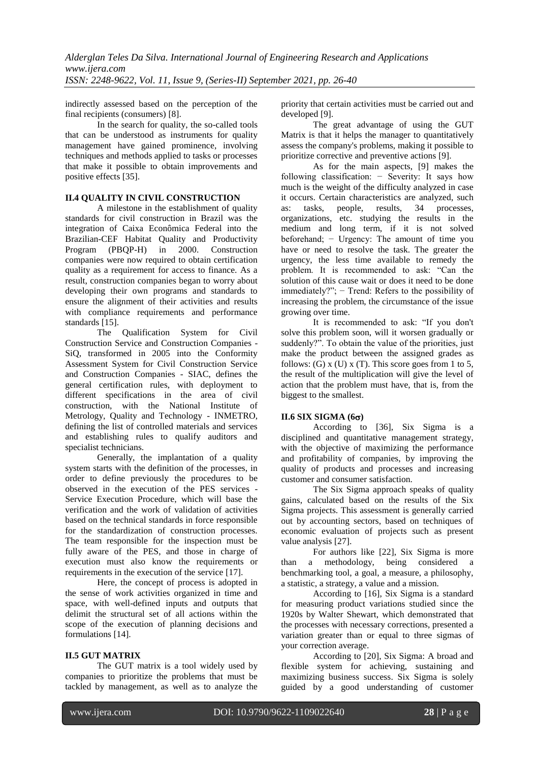indirectly assessed based on the perception of the final recipients (consumers) [8].

In the search for quality, the so-called tools that can be understood as instruments for quality management have gained prominence, involving techniques and methods applied to tasks or processes that make it possible to obtain improvements and positive effects [35].

### II.4 QUALITY IN CIVIL CONSTRUCTION

A milestone in the establishment of quality standards for civil construction in Brazil was the integration of Caixa Econômica Federal into the Brazilian-CEF Habitat Quality and Productivity Program (PBQP-H) in 2000. Construction companies were now required to obtain certification quality as a requirement for access to finance. As a result, construction companies began to worry about developing their own programs and standards to ensure the alignment of their activities and results with compliance requirements and performance standards [15].

The Qualification System for Civil Construction Service and Construction Companies - SiQ, transformed in 2005 into the Conformity Assessment System for Civil Construction Service and Construction Companies - SIAC, defines the general certification rules, with deployment to different specifications in the area of civil construction, with the National Institute of Metrology, Quality and Technology - INMETRO, defining the list of controlled materials and services and establishing rules to qualify auditors and specialist technicians.

Generally, the implantation of a quality system starts with the definition of the processes, in order to define previously the procedures to be observed in the execution of the PES services - Service Execution Procedure, which will base the verification and the work of validation of activities based on the technical standards in force responsible for the standardization of construction processes. The team responsible for the inspection must be fully aware of the PES, and those in charge of execution must also know the requirements or requirements in the execution of the service [17].

Here, the concept of process is adopted in the sense of work activities organized in time and space, with well-defined inputs and outputs that delimit the structural set of all actions within the scope of the execution of planning decisions and formulations [14].

### II.5 GUT MATRIX

The GUT matrix is a tool widely used by companies to prioritize the problems that must be tackled by management, as well as to analyze the priority that certain activities must be carried out and developed [9].

The great advantage of using the GUT Matrix is that it helps the manager to quantitatively assess the company's problems, making it possible to prioritize corrective and preventive actions [9].

As for the main aspects, [9] makes the following classification: − Severity: It says how much is the weight of the difficulty analyzed in case it occurs. Certain characteristics are analyzed, such as: tasks, people, results, 34 processes, organizations, etc. studying the results in the medium and long term, if it is not solved beforehand; − Urgency: The amount of time you have or need to resolve the task. The greater the urgency, the less time available to remedy the problem. It is recommended to ask: "Can the solution of this cause wait or does it need to be done immediately?"; − Trend: Refers to the possibility of increasing the problem, the circumstance of the issue growing over time.

It is recommended to ask: "If you don't solve this problem soon, will it worsen gradually or suddenly?". To obtain the value of the priorities, just make the product between the assigned grades as follows: (G) x (U) x (T). This score goes from 1 to 5, the result of the multiplication will give the level of action that the problem must have, that is, from the biggest to the smallest.

### II.6 SIX SIGMA (6σ)

According to [36], Six Sigma is a disciplined and quantitative management strategy, with the objective of maximizing the performance and profitability of companies, by improving the quality of products and processes and increasing customer and consumer satisfaction.

The Six Sigma approach speaks of quality gains, calculated based on the results of the Six Sigma projects. This assessment is generally carried out by accounting sectors, based on techniques of economic evaluation of projects such as present value analysis [27].

For authors like [22], Six Sigma is more than a methodology, being considered a benchmarking tool, a goal, a measure, a philosophy, a statistic, a strategy, a value and a mission.

According to [16], Six Sigma is a standard for measuring product variations studied since the 1920s by Walter Shewart, which demonstrated that the processes with necessary corrections, presented a variation greater than or equal to three sigmas of your correction average.

According to [20], Six Sigma: A broad and flexible system for achieving, sustaining and maximizing business success. Six Sigma is solely guided by a good understanding of customer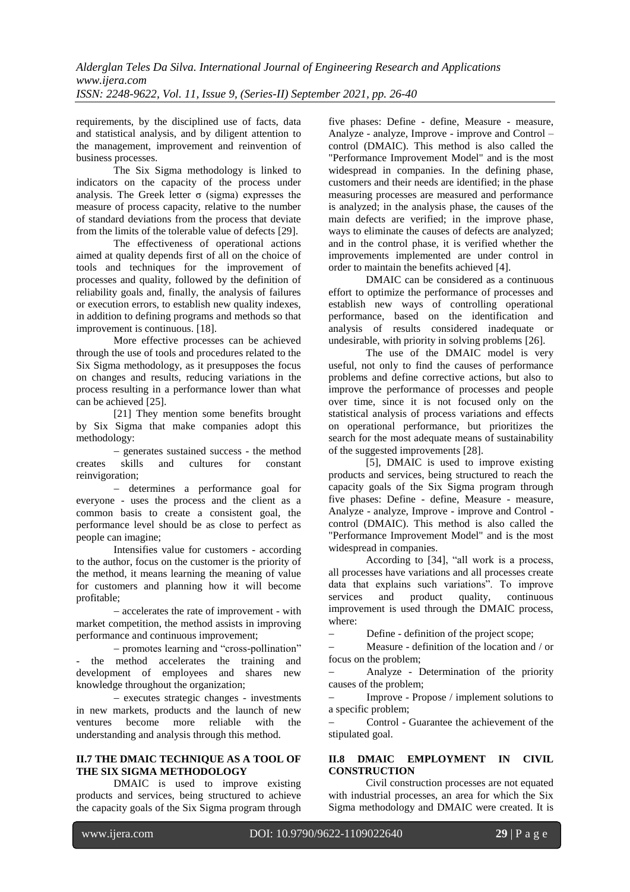requirements, by the disciplined use of facts, data and statistical analysis, and by diligent attention to the management, improvement and reinvention of business processes.

The Six Sigma methodology is linked to indicators on the capacity of the process under analysis. The Greek letter σ (sigma) expresses the measure of process capacity, relative to the number of standard deviations from the process that deviate from the limits of the tolerable value of defects [29].

The effectiveness of operational actions aimed at quality depends first of all on the choice of tools and techniques for the improvement of processes and quality, followed by the definition of reliability goals and, finally, the analysis of failures or execution errors, to establish new quality indexes, in addition to defining programs and methods so that improvement is continuous. [18].

More effective processes can be achieved through the use of tools and procedures related to the Six Sigma methodology, as it presupposes the focus on changes and results, reducing variations in the process resulting in a performance lower than what can be achieved [25].

[21] They mention some benefits brought by Six Sigma that make companies adopt this methodology:

– generates sustained success - the method creates skills and cultures for constant reinvigoration;

– determines a performance goal for everyone - uses the process and the client as a common basis to create a consistent goal, the performance level should be as close to perfect as people can imagine;

Intensifies value for customers - according to the author, focus on the customer is the priority of the method, it means learning the meaning of value for customers and planning how it will become profitable;

– accelerates the rate of improvement - with market competition, the method assists in improving performance and continuous improvement;

– promotes learning and "cross-pollination" - the method accelerates the training and development of employees and shares new knowledge throughout the organization;

– executes strategic changes - investments in new markets, products and the launch of new ventures become more reliable with the understanding and analysis through this method.

### II.7 THE DMAIC TECHNIQUE AS A TOOL OF THE SIX SIGMA METHODOLOGY

DMAIC is used to improve existing products and services, being structured to achieve the capacity goals of the Six Sigma program through five phases: Define - define, Measure - measure, Analyze - analyze, Improve - improve and Control – control (DMAIC). This method is also called the "Performance Improvement Model" and is the most widespread in companies. In the defining phase, customers and their needs are identified; in the phase measuring processes are measured and performance is analyzed; in the analysis phase, the causes of the main defects are verified; in the improve phase, ways to eliminate the causes of defects are analyzed; and in the control phase, it is verified whether the improvements implemented are under control in order to maintain the benefits achieved [4].

DMAIC can be considered as a continuous effort to optimize the performance of processes and establish new ways of controlling operational performance, based on the identification and analysis of results considered inadequate or undesirable, with priority in solving problems [26].

The use of the DMAIC model is very useful, not only to find the causes of performance problems and define corrective actions, but also to improve the performance of processes and people over time, since it is not focused only on the statistical analysis of process variations and effects on operational performance, but prioritizes the search for the most adequate means of sustainability of the suggested improvements [28].

[5], DMAIC is used to improve existing products and services, being structured to reach the capacity goals of the Six Sigma program through five phases: Define - define, Measure - measure, Analyze - analyze, Improve - improve and Control - control (DMAIC). This method is also called the "Performance Improvement Model" and is the most widespread in companies.

According to [34], "all work is a process, all processes have variations and all processes create data that explains such variations". To improve services and product quality, continuous improvement is used through the DMAIC process, where:

– Define - definition of the project scope;

– Measure - definition of the location and / or focus on the problem;

– Analyze - Determination of the priority causes of the problem;

– Improve - Propose / implement solutions to a specific problem;

– Control - Guarantee the achievement of the stipulated goal.

### II.8 DMAIC EMPLOYMENT IN CIVIL CONSTRUCTION

Civil construction processes are not equated with industrial processes, an area for which the Six Sigma methodology and DMAIC were created. It is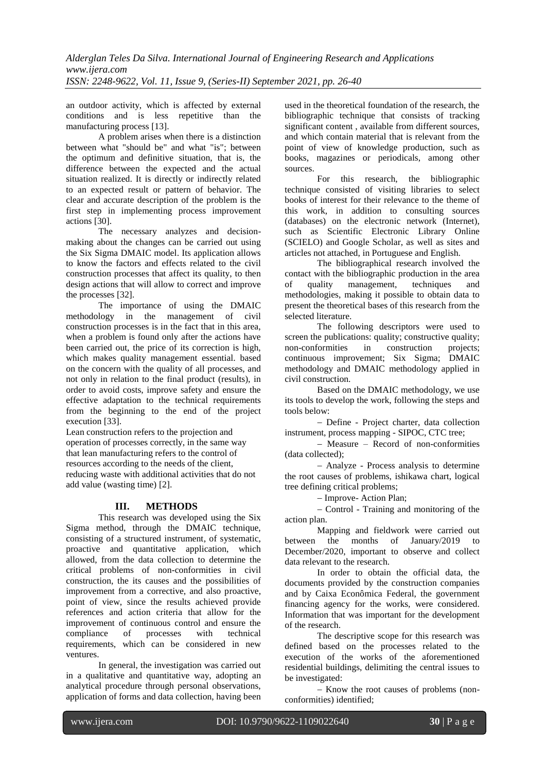an outdoor activity, which is affected by external conditions and is less repetitive than the manufacturing process [13].

A problem arises when there is a distinction between what "should be" and what "is"; between the optimum and definitive situation, that is, the difference between the expected and the actual situation realized. It is directly or indirectly related to an expected result or pattern of behavior. The clear and accurate description of the problem is the first step in implementing process improvement actions [30].

The necessary analyzes and decision-making about the changes can be carried out using the Six Sigma DMAIC model. Its application allows to know the factors and effects related to the civil construction processes that affect its quality, to then design actions that will allow to correct and improve the processes [32].

The importance of using the DMAIC methodology in the management of civil construction processes is in the fact that in this area, when a problem is found only after the actions have been carried out, the price of its correction is high, which makes quality management essential. based on the concern with the quality of all processes, and not only in relation to the final product (results), in order to avoid costs, improve safety and ensure the effective adaptation to the technical requirements from the beginning to the end of the project execution [33].

Lean construction refers to the projection and operation of processes correctly, in the same way that lean manufacturing refers to the control of resources according to the needs of the client, reducing waste with additional activities that do not add value (wasting time) [2].

## III. METHODS

This research was developed using the Six Sigma method, through the DMAIC technique, consisting of a structured instrument, of systematic, proactive and quantitative application, which allowed, from the data collection to determine the critical problems of non-conformities in civil construction, the its causes and the possibilities of improvement from a corrective, and also proactive, point of view, since the results achieved provide references and action criteria that allow for the improvement of continuous control and ensure the compliance of processes with technical requirements, which can be considered in new ventures.

In general, the investigation was carried out in a qualitative and quantitative way, adopting an analytical procedure through personal observations, application of forms and data collection, having been used in the theoretical foundation of the research, the bibliographic technique that consists of tracking significant content , available from different sources, and which contain material that is relevant from the point of view of knowledge production, such as books, magazines or periodicals, among other sources.

For this research, the bibliographic technique consisted of visiting libraries to select books of interest for their relevance to the theme of this work, in addition to consulting sources (databases) on the electronic network (Internet), such as Scientific Electronic Library Online (SCIELO) and Google Scholar, as well as sites and articles not attached, in Portuguese and English.

The bibliographical research involved the contact with the bibliographic production in the area of quality management, techniques and methodologies, making it possible to obtain data to present the theoretical bases of this research from the selected literature.

The following descriptors were used to screen the publications: quality; constructive quality; non-conformities in construction projects; continuous improvement; Six Sigma; DMAIC methodology and DMAIC methodology applied in civil construction.

Based on the DMAIC methodology, we use its tools to develop the work, following the steps and tools below:

– Define - Project charter, data collection instrument, process mapping - SIPOC, CTC tree;

– Measure – Record of non-conformities (data collected);

– Analyze - Process analysis to determine the root causes of problems, ishikawa chart, logical tree defining critical problems;

– Improve- Action Plan;

– Control - Training and monitoring of the action plan.

Mapping and fieldwork were carried out between the months of January/2019 to December/2020, important to observe and collect data relevant to the research.

In order to obtain the official data, the documents provided by the construction companies and by Caixa Econômica Federal, the government financing agency for the works, were considered. Information that was important for the development of the research.

The descriptive scope for this research was defined based on the processes related to the execution of the works of the aforementioned residential buildings, delimiting the central issues to be investigated:

– Know the root causes of problems (non-conformities) identified;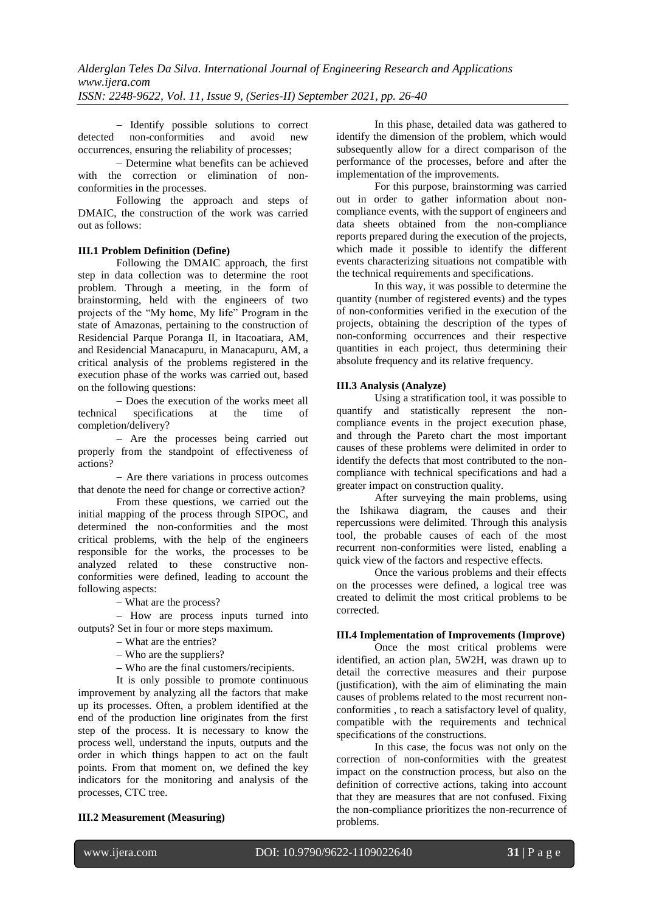– Identify possible solutions to correct detected non-conformities and avoid new occurrences, ensuring the reliability of processes;

– Determine what benefits can be achieved with the correction or elimination of non-conformities in the processes.

Following the approach and steps of DMAIC, the construction of the work was carried out as follows:

### III.1 Problem Definition (Define)

Following the DMAIC approach, the first step in data collection was to determine the root problem. Through a meeting, in the form of brainstorming, held with the engineers of two projects of the "My home, My life" Program in the state of Amazonas, pertaining to the construction of Residencial Parque Poranga II, in Itacoatiara, AM, and Residencial Manacapuru, in Manacapuru, AM, a critical analysis of the problems registered in the execution phase of the works was carried out, based on the following questions:

– Does the execution of the works meet all technical specifications at the time of completion/delivery?

– Are the processes being carried out properly from the standpoint of effectiveness of actions?

– Are there variations in process outcomes that denote the need for change or corrective action?

From these questions, we carried out the initial mapping of the process through SIPOC, and determined the non-conformities and the most critical problems, with the help of the engineers responsible for the works, the processes to be analyzed related to these constructive non-conformities were defined, leading to account the following aspects:

– What are the process?

– How are process inputs turned into outputs? Set in four or more steps maximum.

– What are the entries?

– Who are the suppliers?

– Who are the final customers/recipients.

It is only possible to promote continuous improvement by analyzing all the factors that make up its processes. Often, a problem identified at the end of the production line originates from the first step of the process. It is necessary to know the process well, understand the inputs, outputs and the order in which things happen to act on the fault points. From that moment on, we defined the key indicators for the monitoring and analysis of the processes, CTC tree.

### III.2 Measurement (Measuring)

In this phase, detailed data was gathered to identify the dimension of the problem, which would subsequently allow for a direct comparison of the performance of the processes, before and after the implementation of the improvements.

For this purpose, brainstorming was carried out in order to gather information about non-compliance events, with the support of engineers and data sheets obtained from the non-compliance reports prepared during the execution of the projects, which made it possible to identify the different events characterizing situations not compatible with the technical requirements and specifications.

In this way, it was possible to determine the quantity (number of registered events) and the types of non-conformities verified in the execution of the projects, obtaining the description of the types of non-conforming occurrences and their respective quantities in each project, thus determining their absolute frequency and its relative frequency.

### III.3 Analysis (Analyze)

Using a stratification tool, it was possible to quantify and statistically represent the non-compliance events in the project execution phase, and through the Pareto chart the most important causes of these problems were delimited in order to identify the defects that most contributed to the non-compliance with technical specifications and had a greater impact on construction quality.

After surveying the main problems, using the Ishikawa diagram, the causes and their repercussions were delimited. Through this analysis tool, the probable causes of each of the most recurrent non-conformities were listed, enabling a quick view of the factors and respective effects.

Once the various problems and their effects on the processes were defined, a logical tree was created to delimit the most critical problems to be corrected.

### III.4 Implementation of Improvements (Improve)

Once the most critical problems were identified, an action plan, 5W2H, was drawn up to detail the corrective measures and their purpose (justification), with the aim of eliminating the main causes of problems related to the most recurrent non-conformities , to reach a satisfactory level of quality, compatible with the requirements and technical specifications of the constructions.

In this case, the focus was not only on the correction of non-conformities with the greatest impact on the construction process, but also on the definition of corrective actions, taking into account that they are measures that are not confused. Fixing the non-compliance prioritizes the non-recurrence of problems.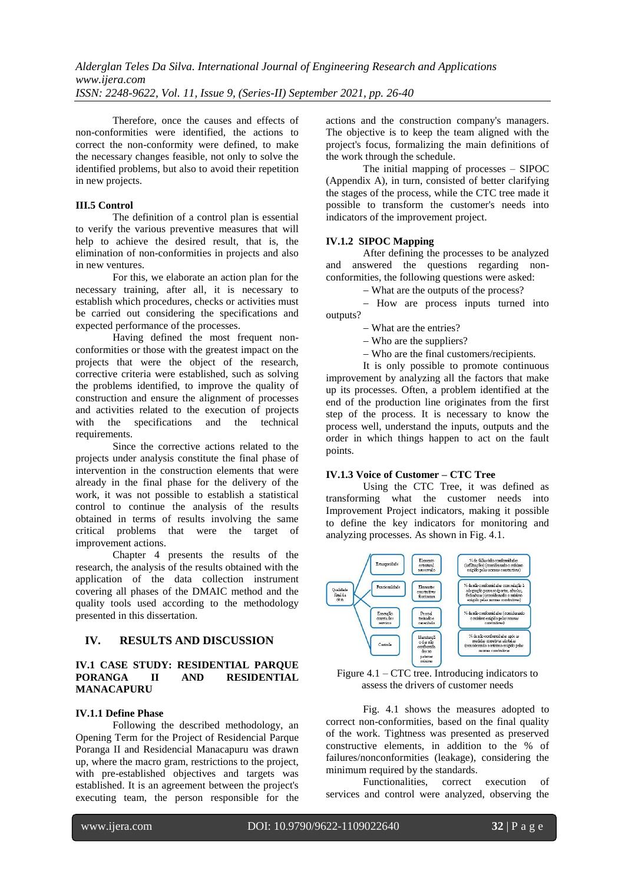Therefore, once the causes and effects of non-conformities were identified, the actions to correct the non-conformity were defined, to make the necessary changes feasible, not only to solve the identified problems, but also to avoid their repetition in new projects.

### III.5 Control

The definition of a control plan is essential to verify the various preventive measures that will help to achieve the desired result, that is, the elimination of non-conformities in projects and also in new ventures.

For this, we elaborate an action plan for the necessary training, after all, it is necessary to establish which procedures, checks or activities must be carried out considering the specifications and expected performance of the processes.

Having defined the most frequent non-conformities or those with the greatest impact on the projects that were the object of the research, corrective criteria were established, such as solving the problems identified, to improve the quality of construction and ensure the alignment of processes and activities related to the execution of projects with the specifications and the technical requirements.

Since the corrective actions related to the projects under analysis constitute the final phase of intervention in the construction elements that were already in the final phase for the delivery of the work, it was not possible to establish a statistical control to continue the analysis of the results obtained in terms of results involving the same critical problems that were the target of improvement actions.

Chapter 4 presents the results of the research, the analysis of the results obtained with the application of the data collection instrument covering all phases of the DMAIC method and the quality tools used according to the methodology presented in this dissertation.

## IV. RESULTS AND DISCUSSION

### IV.1 CASE STUDY: RESIDENTIAL PARQUE PORANGA II AND RESIDENTIAL MANACAPURU

#### IV.1.1 Define Phase

Following the described methodology, an Opening Term for the Project of Residencial Parque Poranga II and Residencial Manacapuru was drawn up, where the macro gram, restrictions to the project, with pre-established objectives and targets was established. It is an agreement between the project's executing team, the person responsible for the actions and the construction company's managers. The objective is to keep the team aligned with the project's focus, formalizing the main definitions of the work through the schedule.

The initial mapping of processes – SIPOC (Appendix A), in turn, consisted of better clarifying the stages of the process, while the CTC tree made it possible to transform the customer's needs into indicators of the improvement project.

#### IV.1.2 SIPOC Mapping

After defining the processes to be analyzed and answered the questions regarding non-conformities, the following questions were asked:

– What are the outputs of the process?

– How are process inputs turned into outputs?

– What are the entries?

– Who are the suppliers?

– Who are the final customers/recipients.

It is only possible to promote continuous improvement by analyzing all the factors that make up its processes. Often, a problem identified at the end of the production line originates from the first step of the process. It is necessary to know the process well, understand the inputs, outputs and the order in which things happen to act on the fault points.

#### IV.1.3 Voice of Customer – CTC Tree

Using the CTC Tree, it was defined as transforming what the customer needs into Improvement Project indicators, making it possible to define the key indicators for monitoring and analyzing processes. As shown in Fig. 4.1.

Figure 4.1 – CTC tree. Introducing indicators to assess the drivers of customer needs

Fig. 4.1 shows the measures adopted to correct non-conformities, based on the final quality of the work. Tightness was presented as preserved constructive elements, in addition to the % of failures/nonconformities (leakage), considering the minimum required by the standards.

Functionalities, correct execution of services and control were analyzed, observing the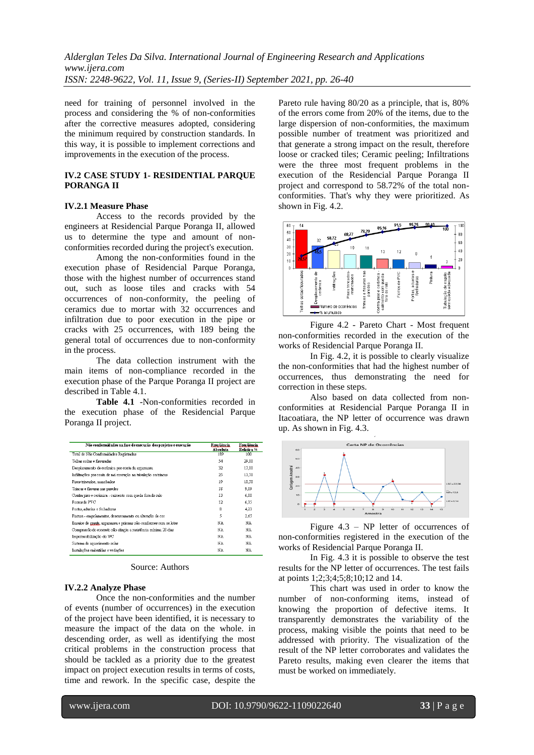need for training of personnel involved in the process and considering the % of non-conformities after the corrective measures adopted, considering the minimum required by construction standards. In this way, it is possible to implement corrections and improvements in the execution of the process.

### IV.2 CASE STUDY 1- RESIDENTIAL PARQUE PORANGA II

#### IV.2.1 Measure Phase

Access to the records provided by the engineers at Residencial Parque Poranga II, allowed us to determine the type and amount of non-conformities recorded during the project's execution.

Among the non-conformities found in the execution phase of Residencial Parque Poranga, those with the highest number of occurrences stand out, such as loose tiles and cracks with 54 occurrences of non-conformity, the peeling of ceramics due to mortar with 32 occurrences and infiltration due to poor execution in the pipe or cracks with 25 occurrences, with 189 being the general total of occurrences due to non-conformity in the process.

The data collection instrument with the main items of non-compliance recorded in the execution phase of the Parque Poranga II project are described in Table 4.1.

**Table 4.1** -Non-conformities recorded in the execution phase of the Residencial Parque Poranga II project.

| Não conformidades na fase de execução dos projetos e execução | Frequência Absoluta | Frequência Relativa % |
|---|---|---|
| Total de Não Conformidades Registradas | 189 | 100 |
| Telhas soltas e fissuradas | 54 | 29,00 |
| Desplacamento de cerâmica por conta da argamassa | 32 | 17,00 |
| Infiltrações por conta de má execução na tubulação ou trincas | 25 | 13,50 |
| Pisos trincados, manchados | 19 | 10,50 |
| Trincas e fissuras nas paredes | 18 | 9,89 |
| Contra piso e cerâmica - caimento com queda fora do ralo | 13 | 6,88 |
| Forros de PVC | 12 | 6,35 |
| Portas, aduelas e fechaduras | 8 | 4,23 |
| Pintura - empolamentos, descascamento ou alteração de cor | 5 | 2,65 |
| Ensaios de graute, argamassa e prismas não-conformes com os lotes | NA | NA |
| Compressão do concreto não atingiu a resistência mínima 28 dias | NA | NA |
| Impermeabilização do WC | NA | NA |
| Sistema de aquecimento solar | NA | NA |
| Instalações embutidas e vedações | NA | NA |

Source: Authors

#### IV.2.2 Analyze Phase

Once the non-conformities and the number of events (number of occurrences) in the execution of the project have been identified, it is necessary to measure the impact of the data on the whole. in descending order, as well as identifying the most critical problems in the construction process that should be tackled as a priority due to the greatest impact on project execution results in terms of costs, time and rework. In the specific case, despite the Pareto rule having 80/20 as a principle, that is, 80% of the errors come from 20% of the items, due to the large dispersion of non-conformities, the maximum possible number of treatment was prioritized and that generate a strong impact on the result, therefore loose or cracked tiles; Ceramic peeling; Infiltrations were the three most frequent problems in the execution of the Residencial Parque Poranga II project and correspond to 58.72% of the total non-conformities. That's why they were prioritized. As shown in Fig. 4.2.

Figure 4.2 - Pareto Chart - Most frequent non-conformities recorded in the execution of the works of Residencial Parque Poranga II.

In Fig. 4.2, it is possible to clearly visualize the non-conformities that had the highest number of occurrences, thus demonstrating the need for correction in these steps.

Also based on data collected from non-conformities at Residencial Parque Poranga II in Itacoatiara, the NP letter of occurrence was drawn up. As shown in Fig. 4.3.

Figure 4.3 – NP letter of occurrences of non-conformities registered in the execution of the works of Residencial Parque Poranga II.

In Fig. 4.3 it is possible to observe the test results for the NP letter of occurrences. The test fails at points 1;2;3;4;5;8;10;12 and 14.

This chart was used in order to know the number of non-conforming items, instead of knowing the proportion of defective items. It transparently demonstrates the variability of the process, making visible the points that need to be addressed with priority. The visualization of the result of the NP letter corroborates and validates the Pareto results, making even clearer the items that must be worked on immediately.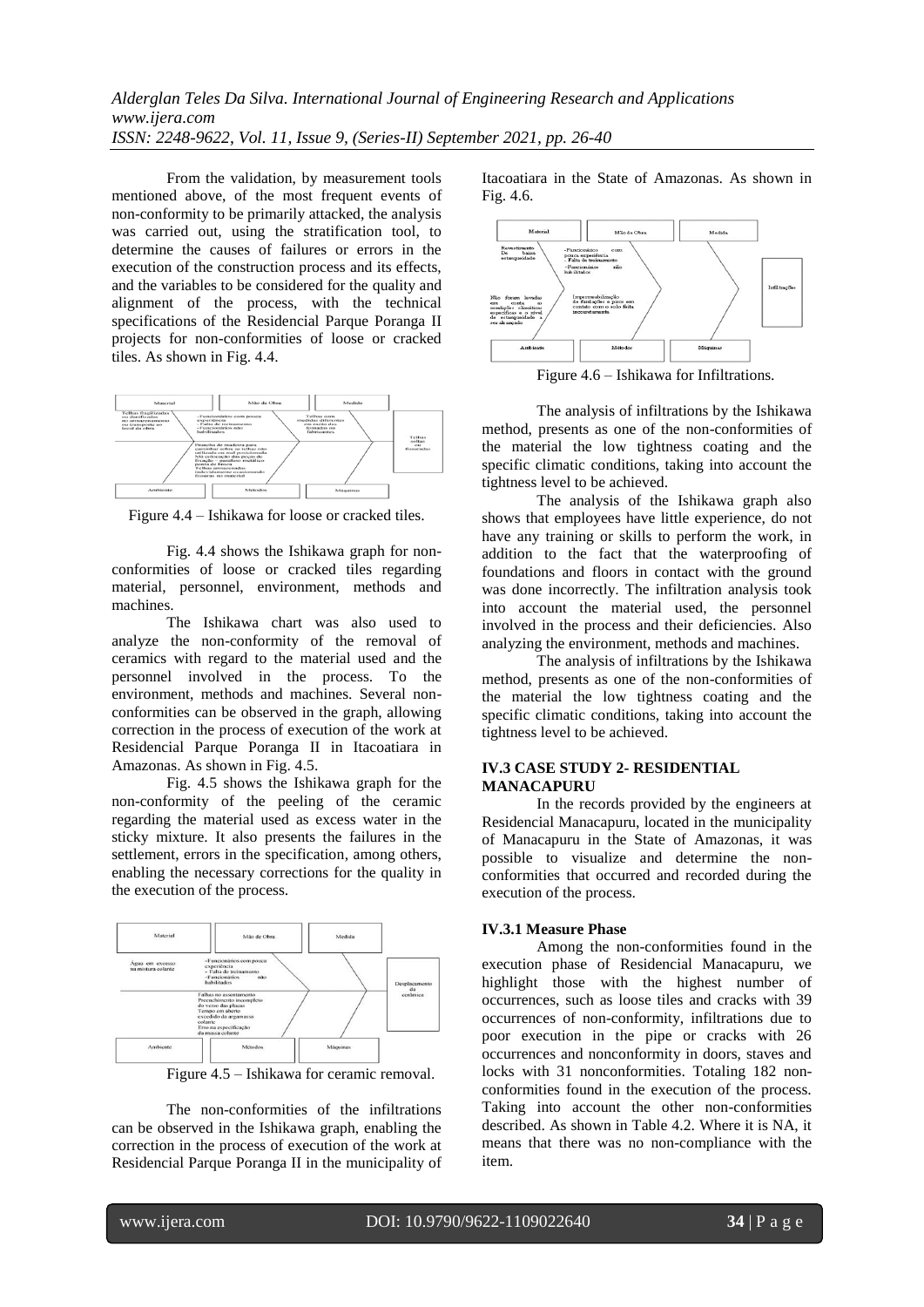From the validation, by measurement tools mentioned above, of the most frequent events of non-conformity to be primarily attacked, the analysis was carried out, using the stratification tool, to determine the causes of failures or errors in the execution of the construction process and its effects, and the variables to be considered for the quality and alignment of the process, with the technical specifications of the Residencial Parque Poranga II projects for non-conformities of loose or cracked tiles. As shown in Fig. 4.4.

Figure 4.4 – Ishikawa for loose or cracked tiles.

Fig. 4.4 shows the Ishikawa graph for non-conformities of loose or cracked tiles regarding material, personnel, environment, methods and machines.

The Ishikawa chart was also used to analyze the non-conformity of the removal of ceramics with regard to the material used and the personnel involved in the process. To the environment, methods and machines. Several non-conformities can be observed in the graph, allowing correction in the process of execution of the work at Residencial Parque Poranga II in Itacoatiara in Amazonas. As shown in Fig. 4.5.

Fig. 4.5 shows the Ishikawa graph for the non-conformity of the peeling of the ceramic regarding the material used as excess water in the sticky mixture. It also presents the failures in the settlement, errors in the specification, among others, enabling the necessary corrections for the quality in the execution of the process.

Figure 4.5 – Ishikawa for ceramic removal.

The non-conformities of the infiltrations can be observed in the Ishikawa graph, enabling the correction in the process of execution of the work at Residencial Parque Poranga II in the municipality of Itacoatiara in the State of Amazonas. As shown in Fig. 4.6.

Figure 4.6 – Ishikawa for Infiltrations.

The analysis of infiltrations by the Ishikawa method, presents as one of the non-conformities of the material the low tightness coating and the specific climatic conditions, taking into account the tightness level to be achieved.

The analysis of the Ishikawa graph also shows that employees have little experience, do not have any training or skills to perform the work, in addition to the fact that the waterproofing of foundations and floors in contact with the ground was done incorrectly. The infiltration analysis took into account the material used, the personnel involved in the process and their deficiencies. Also analyzing the environment, methods and machines.

The analysis of infiltrations by the Ishikawa method, presents as one of the non-conformities of the material the low tightness coating and the specific climatic conditions, taking into account the tightness level to be achieved.

## IV.3 CASE STUDY 2- RESIDENTIAL MANACAPURU

In the records provided by the engineers at Residencial Manacapuru, located in the municipality of Manacapuru in the State of Amazonas, it was possible to visualize and determine the non-conformities that occurred and recorded during the execution of the process.

### IV.3.1 Measure Phase

Among the non-conformities found in the execution phase of Residencial Manacapuru, we highlight those with the highest number of occurrences, such as loose tiles and cracks with 39 occurrences of non-conformity, infiltrations due to poor execution in the pipe or cracks with 26 occurrences and nonconformity in doors, staves and locks with 31 nonconformities. Totaling 182 non-conformities found in the execution of the process. Taking into account the other non-conformities described. As shown in Table 4.2. Where it is NA, it means that there was no non-compliance with the item.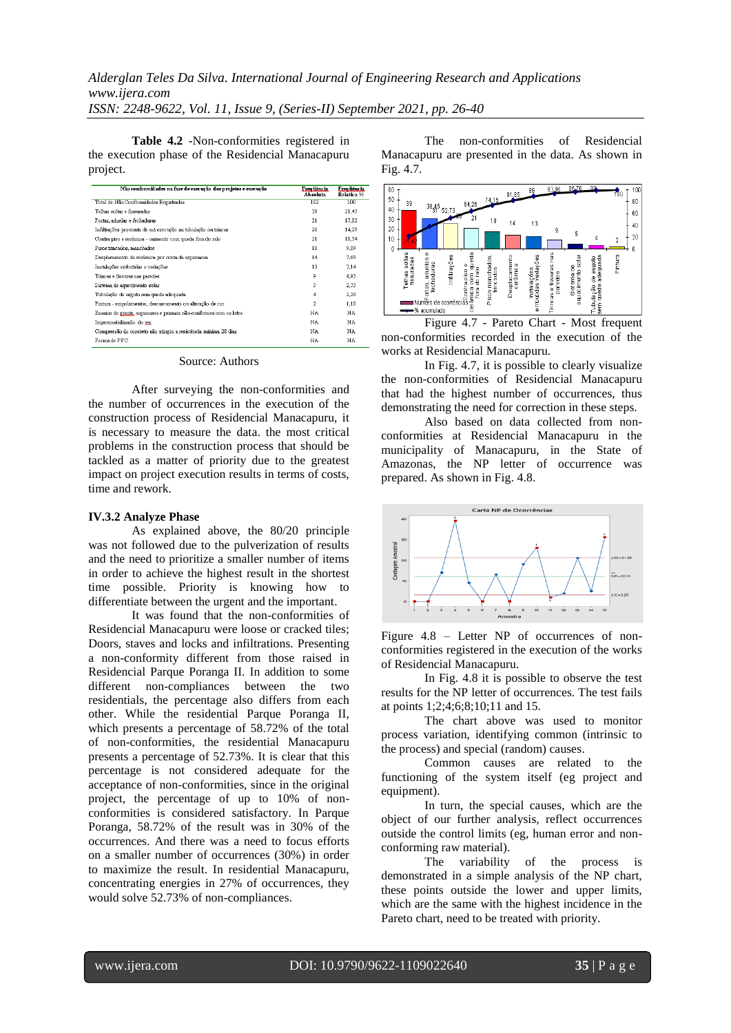**Table 4.2** -Non-conformities registered in the execution phase of the Residencial Manacapuru project.

| Não conformidades na fase de execução dos projetos e execução | Frequência Absoluta | Frequência Relativa % |
|---|---|---|
| Total de Não Conformidades Registradas | 182 | 100 |
| Telhas soltas e fissuradas | 39 | 21,43 |
| Portas, aduelas e fechaduras | 31 | 17,03 |
| Infiltrações por conta de má execução na tubulação ou trincas | 26 | 14,29 |
| Contra piso e cerâmica - caimento com queda fora do ralo | 21 | 11,54 |
| Pisos trincados, manchados | 18 | 9,89 |
| Deslocamento de cerâmica por conta da argamassa | 14 | 7,69 |
| Instalações embutidas e vedações | 13 | 7,14 |
| Trincas e fissuras nas paredes | 9 | 4,95 |
| Sistema de aquecimento solar | 5 | 2,75 |
| Tubulação de esgoto sem queda adequada | 4 | 2,20 |
| Pintura - empolamentos, descascamento ou alteração de cor | 2 | 1,10 |
| Ensaios de graute, argamassa e prismas não-conformes com os lotes | NA | NA |
| Impermeabilização do ... | NA | NA |
| Compressão do concreto não atingiu a resistência mínima 28 dias | NA | NA |
| Forros de PVC | NA | NA |

Source: Authors

After surveying the non-conformities and the number of occurrences in the execution of the construction process of Residencial Manacapuru, it is necessary to measure the data. the most critical problems in the construction process that should be tackled as a matter of priority due to the greatest impact on project execution results in terms of costs, time and rework.

### IV.3.2 Analyze Phase

As explained above, the 80/20 principle was not followed due to the pulverization of results and the need to prioritize a smaller number of items in order to achieve the highest result in the shortest time possible. Priority is knowing how to differentiate between the urgent and the important.

It was found that the non-conformities of Residencial Manacapuru were loose or cracked tiles; Doors, staves and locks and infiltrations. Presenting a non-conformity different from those raised in Residencial Parque Poranga II. In addition to some different non-compliances between the two residentials, the percentage also differs from each other. While the residential Parque Poranga II, which presents a percentage of 58.72% of the total of non-conformities, the residential Manacapuru presents a percentage of 52.73%. It is clear that this percentage is not considered adequate for the acceptance of non-conformities, since in the original project, the percentage of up to 10% of non-conformities is considered satisfactory. In Parque Poranga, 58.72% of the result was in 30% of the occurrences. And there was a need to focus efforts on a smaller number of occurrences (30%) in order to maximize the result. In residential Manacapuru, concentrating energies in 27% of occurrences, they would solve 52.73% of non-compliances.

The non-conformities of Residencial Manacapuru are presented in the data. As shown in Fig. 4.7.

Figure 4.7 - Pareto Chart - Most frequent non-conformities recorded in the execution of the works at Residencial Manacapuru.

In Fig. 4.7, it is possible to clearly visualize the non-conformities of Residencial Manacapuru that had the highest number of occurrences, thus demonstrating the need for correction in these steps.

Also based on data collected from non-conformities at Residencial Manacapuru in the municipality of Manacapuru, in the State of Amazonas, the NP letter of occurrence was prepared. As shown in Fig. 4.8.

Figure 4.8 – Letter NP of occurrences of non-conformities registered in the execution of the works of Residencial Manacapuru.

In Fig. 4.8 it is possible to observe the test results for the NP letter of occurrences. The test fails at points 1;2;4;6;8;10;11 and 15.

The chart above was used to monitor process variation, identifying common (intrinsic to the process) and special (random) causes.

Common causes are related to the functioning of the system itself (eg project and equipment).

In turn, the special causes, which are the object of our further analysis, reflect occurrences outside the control limits (eg, human error and non-conforming raw material).

The variability of the process is demonstrated in a simple analysis of the NP chart, these points outside the lower and upper limits, which are the same with the highest incidence in the Pareto chart, need to be treated with priority.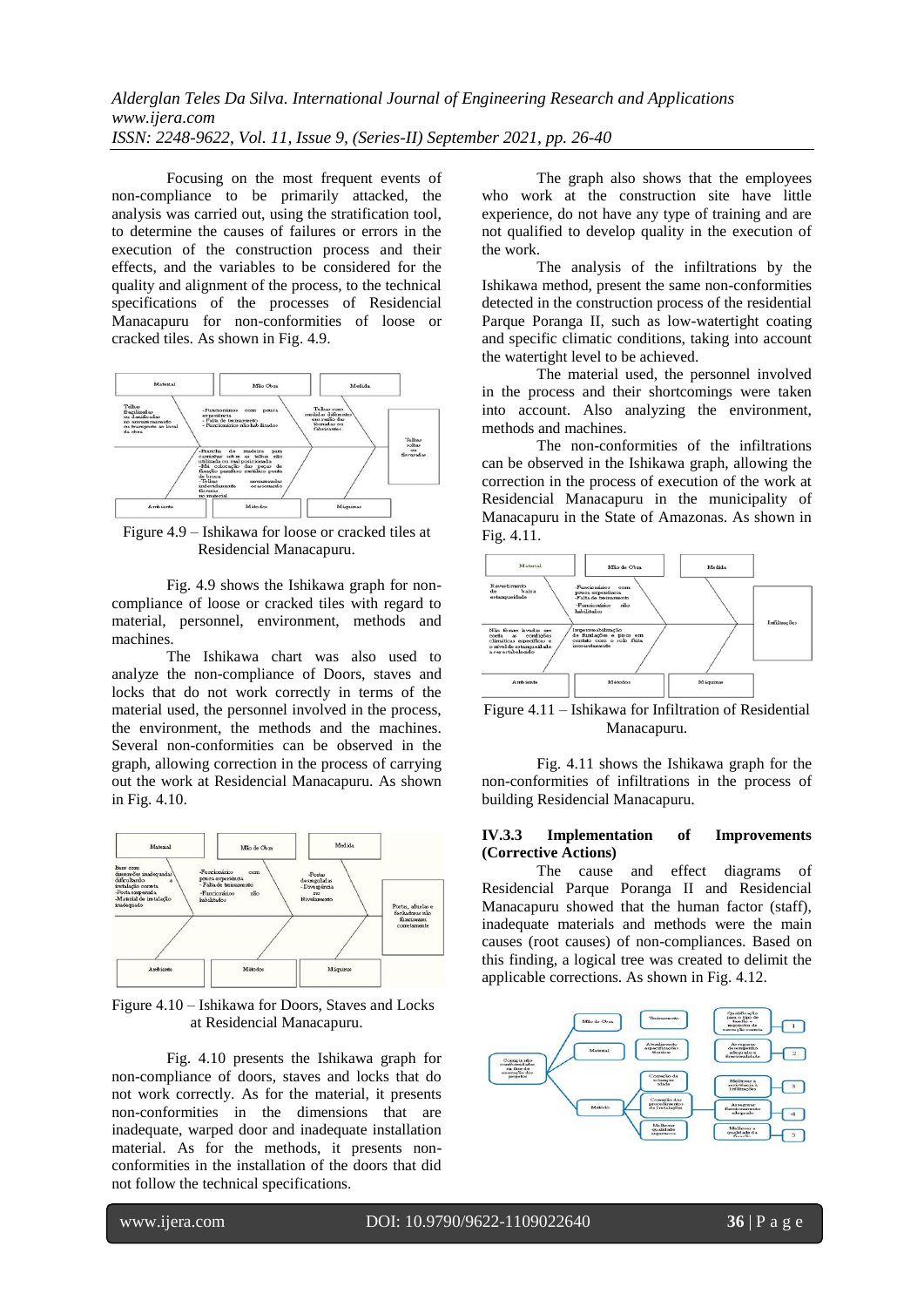Focusing on the most frequent events of non-compliance to be primarily attacked, the analysis was carried out, using the stratification tool, to determine the causes of failures or errors in the execution of the construction process and their effects, and the variables to be considered for the quality and alignment of the process, to the technical specifications of the processes of Residencial Manacapuru for non-conformities of loose or cracked tiles. As shown in Fig. 4.9.

Figure 4.9 – Ishikawa for loose or cracked tiles at Residencial Manacapuru.

Fig. 4.9 shows the Ishikawa graph for non-compliance of loose or cracked tiles with regard to material, personnel, environment, methods and machines.

The Ishikawa chart was also used to analyze the non-compliance of Doors, staves and locks that do not work correctly in terms of the material used, the personnel involved in the process, the environment, the methods and the machines. Several non-conformities can be observed in the graph, allowing correction in the process of carrying out the work at Residencial Manacapuru. As shown in Fig. 4.10.

Figure 4.10 – Ishikawa for Doors, Staves and Locks at Residencial Manacapuru.

Fig. 4.10 presents the Ishikawa graph for non-compliance of doors, staves and locks that do not work correctly. As for the material, it presents non-conformities in the dimensions that are inadequate, warped door and inadequate installation material. As for the methods, it presents non-conformities in the installation of the doors that did not follow the technical specifications.

The graph also shows that the employees who work at the construction site have little experience, do not have any type of training and are not qualified to develop quality in the execution of the work.

The analysis of the infiltrations by the Ishikawa method, present the same non-conformities detected in the construction process of the residential Parque Poranga II, such as low-watertight coating and specific climatic conditions, taking into account the watertight level to be achieved.

The material used, the personnel involved in the process and their shortcomings were taken into account. Also analyzing the environment, methods and machines.

The non-conformities of the infiltrations can be observed in the Ishikawa graph, allowing the correction in the process of execution of the work at Residencial Manacapuru in the municipality of Manacapuru in the State of Amazonas. As shown in Fig. 4.11.

Figure 4.11 – Ishikawa for Infiltration of Residential Manacapuru.

Fig. 4.11 shows the Ishikawa graph for the non-conformities of infiltrations in the process of building Residencial Manacapuru.

### IV.3.3 Implementation of Improvements (Corrective Actions)

The cause and effect diagrams of Residencial Parque Poranga II and Residencial Manacapuru showed that the human factor (staff), inadequate materials and methods were the main causes (root causes) of non-compliances. Based on this finding, a logical tree was created to delimit the applicable corrections. As shown in Fig. 4.12.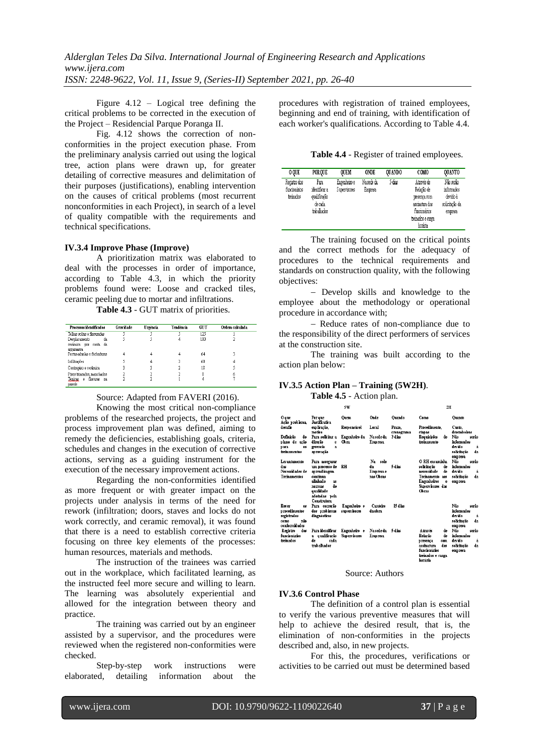Figure 4.12 – Logical tree defining the critical problems to be corrected in the execution of the Project – Residencial Parque Poranga II.

Fig. 4.12 shows the correction of non-conformities in the project execution phase. From the preliminary analysis carried out using the logical tree, action plans were drawn up, for greater detailing of corrective measures and delimitation of their purposes (justifications), enabling intervention on the causes of critical problems (most recurrent nonconformities in each Project), in search of a level of quality compatible with the requirements and technical specifications.

### IV.3.4 Improve Phase (Improve)

A prioritization matrix was elaborated to deal with the processes in order of importance, according to Table 4.3, in which the priority problems found were: Loose and cracked tiles, ceramic peeling due to mortar and infiltrations.

**Table 4.3** - GUT matrix of priorities.

| Processos identificados | Gravidade | Urgencia | Tendência | GUT | Ordem calculada |
|---|---|---|---|---|---|
| Telhas soltas e fissuradas | 5 | 5 | 5 | 125 | 1 |
| Desplacamento da cerâmica por conta da argamassa | 5 | 5 | 4 | 100 | 2 |
| Portas soltas e fechaduras | 4 | 4 | 4 | 64 | 3 |
| Infiltrações | 5 | 4 | 3 | 60 | 4 |
| Contrapiso e cerâmica | 3 | 3 | 2 | 18 | 5 |
| Pisos trincados, manchados | 2 | 2 | 2 | 8 | 6 |
| Trincas e fissuras na parede | 2 | 2 | 1 | 4 | 7 |

Source: Adapted from FAVERI (2016).

Knowing the most critical non-compliance problems of the researched projects, the project and process improvement plan was defined, aiming to remedy the deficiencies, establishing goals, criteria, schedules and changes in the execution of corrective actions, serving as a guiding instrument for the execution of the necessary improvement actions.

Regarding the non-conformities identified as more frequent or with greater impact on the projects under analysis in terms of the need for rework (infiltration; doors, staves and locks do not work correctly, and ceramic removal), it was found that there is a need to establish corrective criteria focusing on three key elements of the processes: human resources, materials and methods.

The instruction of the trainees was carried out in the workplace, which facilitated learning, as the instructed feel more secure and willing to learn. The learning was absolutely experiential and allowed for the integration between theory and practice.

The training was carried out by an engineer assisted by a supervisor, and the procedures were reviewed when the registered non-conformities were checked.

Step-by-step work instructions were elaborated, detailing information about the procedures with registration of trained employees, beginning and end of training, with identification of each worker's qualifications. According to Table 4.4.

**Table 4.4** - Register of trained employees.

| O QUE | POR QUE | QUEM | ONDE | QUANDO | COMO | QUANTO |
|---|---|---|---|---|---|---|
| Registro dos funcionários treinados | Para identificar a qualificação de cada trabalhador | Engenheiro e Supervisores | Na sede da Empresa | 5 dias | Através de Relação de presença com assinatura dos funcionários treinados e carga horária | Não serão informados devido à solicitação da empresa |

The training focused on the critical points and the correct methods for the adequacy of procedures to the technical requirements and standards on construction quality, with the following objectives:

– Develop skills and knowledge to the employee about the methodology or operational procedure in accordance with;

– Reduce rates of non-compliance due to the responsibility of the direct performers of services at the construction site.

The training was built according to the action plan below:

### IV.3.5 Action Plan – Training (5W2H).

**Table 4.5** - Action plan.

| 5W | | | | | 2H | |
|---|---|---|---|---|---|---|
| O que Ação, problema, desafio | Por que Justificativa explicação, motivo | Quem Responsável | Onde Local | Quando Prazo, cronograma | Como Procedimento, etapas | Quanto Custo, desembolsos |
| Definição do plano de ação para os treinamentos | Para solicitar à diretoria e gerência a aprovação | Engenheiro da Obra | Na sede da Empresa | 3 dias | Requisições de treinamento | Não serão informados devido à solicitação da empresa |
| Levantamento das Necessidades de Treinamentos | Para assegurar um processo de aprendizagem contínua alinhado às normas de qualidade adotadas pela Construtora | RH | Na sede da Empresa e nas Obras | 5 dias | O RH encaminha solicitação de necessidade de Treinamento aos Engenheiros e Supervisores das Obras | Não serão informados devido à solicitação da empresa |
| Rever os procedimentos registrados como não conformidades | Para correção dos problemas diagnosticos | Engenheiro e supervisores | Canteiro da obra | 15 dias | | Não serão informados devido à solicitação da empresa |
| Registro dos funcionários treinados | Para identificar a qualificação de cada trabalhador | Engenheiro e Supervisores | Na sede da Empresa | 5 dias | Através de Relação de presença com assinatura dos funcionários treinados e carga horária | Não serão informados devido à solicitação da empresa |

Source: Authors

### IV.3.6 Control Phase

The definition of a control plan is essential to verify the various preventive measures that will help to achieve the desired result, that is, the elimination of non-conformities in the projects described and, also, in new projects.

For this, the procedures, verifications or activities to be carried out must be determined based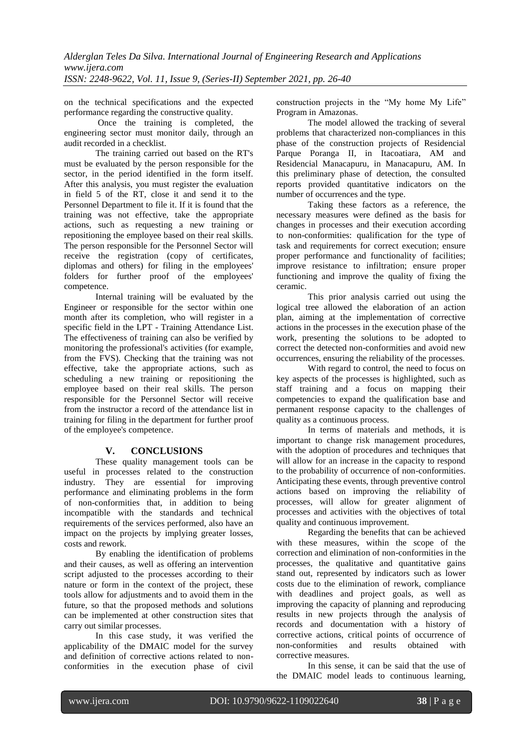on the technical specifications and the expected performance regarding the constructive quality.

Once the training is completed, the engineering sector must monitor daily, through an audit recorded in a checklist.

The training carried out based on the RT's must be evaluated by the person responsible for the sector, in the period identified in the form itself. After this analysis, you must register the evaluation in field 5 of the RT, close it and send it to the Personnel Department to file it. If it is found that the training was not effective, take the appropriate actions, such as requesting a new training or repositioning the employee based on their real skills. The person responsible for the Personnel Sector will receive the registration (copy of certificates, diplomas and others) for filing in the employees' folders for further proof of the employees' competence.

Internal training will be evaluated by the Engineer or responsible for the sector within one month after its completion, who will register in a specific field in the LPT - Training Attendance List. The effectiveness of training can also be verified by monitoring the professional's activities (for example, from the FVS). Checking that the training was not effective, take the appropriate actions, such as scheduling a new training or repositioning the employee based on their real skills. The person responsible for the Personnel Sector will receive from the instructor a record of the attendance list in training for filing in the department for further proof of the employee's competence.

## V. CONCLUSIONS

These quality management tools can be useful in processes related to the construction industry. They are essential for improving performance and eliminating problems in the form of non-conformities that, in addition to being incompatible with the standards and technical requirements of the services performed, also have an impact on the projects by implying greater losses, costs and rework.

By enabling the identification of problems and their causes, as well as offering an intervention script adjusted to the processes according to their nature or form in the context of the project, these tools allow for adjustments and to avoid them in the future, so that the proposed methods and solutions can be implemented at other construction sites that carry out similar processes.

In this case study, it was verified the applicability of the DMAIC model for the survey and definition of corrective actions related to non-conformities in the execution phase of civil construction projects in the "My home My Life" Program in Amazonas.

The model allowed the tracking of several problems that characterized non-compliances in this phase of the construction projects of Residencial Parque Poranga II, in Itacoatiara, AM and Residencial Manacapuru, in Manacapuru, AM. In this preliminary phase of detection, the consulted reports provided quantitative indicators on the number of occurrences and the type.

Taking these factors as a reference, the necessary measures were defined as the basis for changes in processes and their execution according to non-conformities: qualification for the type of task and requirements for correct execution; ensure proper performance and functionality of facilities; improve resistance to infiltration; ensure proper functioning and improve the quality of fixing the ceramic.

This prior analysis carried out using the logical tree allowed the elaboration of an action plan, aiming at the implementation of corrective actions in the processes in the execution phase of the work, presenting the solutions to be adopted to correct the detected non-conformities and avoid new occurrences, ensuring the reliability of the processes.

With regard to control, the need to focus on key aspects of the processes is highlighted, such as staff training and a focus on mapping their competencies to expand the qualification base and permanent response capacity to the challenges of quality as a continuous process.

In terms of materials and methods, it is important to change risk management procedures, with the adoption of procedures and techniques that will allow for an increase in the capacity to respond to the probability of occurrence of non-conformities. Anticipating these events, through preventive control actions based on improving the reliability of processes, will allow for greater alignment of processes and activities with the objectives of total quality and continuous improvement.

Regarding the benefits that can be achieved with these measures, within the scope of the correction and elimination of non-conformities in the processes, the qualitative and quantitative gains stand out, represented by indicators such as lower costs due to the elimination of rework, compliance with deadlines and project goals, as well as improving the capacity of planning and reproducing results in new projects through the analysis of records and documentation with a history of corrective actions, critical points of occurrence of non-conformities and results obtained with corrective measures.

In this sense, it can be said that the use of the DMAIC model leads to continuous learning,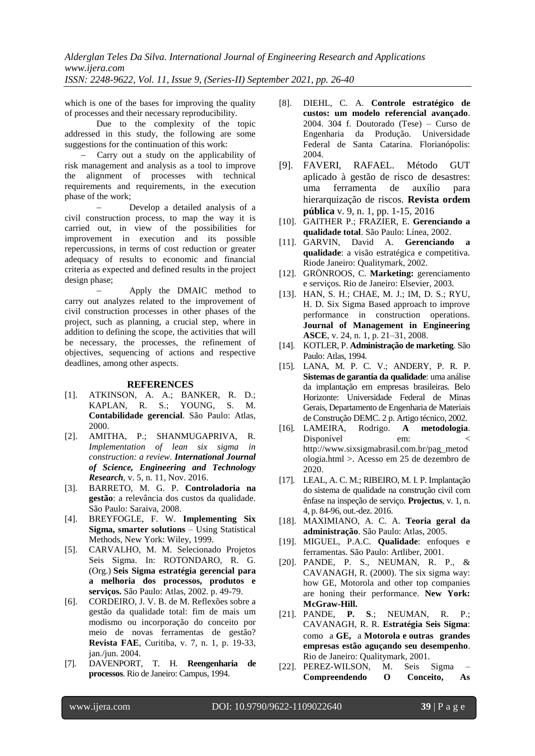which is one of the bases for improving the quality of processes and their necessary reproducibility.

Due to the complexity of the topic addressed in this study, the following are some suggestions for the continuation of this work:

– Carry out a study on the applicability of risk management and analysis as a tool to improve the alignment of processes with technical requirements and requirements, in the execution phase of the work;

– Develop a detailed analysis of a civil construction process, to map the way it is carried out, in view of the possibilities for improvement in execution and its possible repercussions, in terms of cost reduction or greater adequacy of results to economic and financial criteria as expected and defined results in the project design phase;

– Apply the DMAIC method to carry out analyzes related to the improvement of civil construction processes in other phases of the project, such as planning, a crucial step, where in addition to defining the scope, the activities that will be necessary, the processes, the refinement of objectives, sequencing of actions and respective deadlines, among other aspects.

## REFERENCES

[1]. ATKINSON, A. A.; BANKER, R. D.; KAPLAN, R. S.; YOUNG, S. M. **Contabilidade gerencial**. São Paulo: Atlas, 2000.

[2]. AMITHA, P.; SHANMUGAPRIVA, R. *Implementation of lean six sigma in construction: a review*. ***International Journal of Science, Engineering and Technology Research***, v. 5, n. 11, Nov. 2016.

[3]. BARRETO, M. G. P. **Controladoria na gestão**: a relevância dos custos da qualidade. São Paulo: Saraiva, 2008.

[4]. BREYFOGLE, F. W. **Implementing Six Sigma, smarter solutions** – Using Statistical Methods, New York: Wiley, 1999.

[5]. CARVALHO, M. M. Selecionado Projetos Seis Sigma. In: ROTONDARO, R. G. (Org.) **Seis Sigma estratégia gerencial para a melhoria dos processos, produtos e serviços.** São Paulo: Atlas, 2002. p. 49-79.

[6]. CORDEIRO, J. V. B. de M. Reflexões sobre a gestão da qualidade total: fim de mais um modismo ou incorporação do conceito por meio de novas ferramentas de gestão? **Revista FAE**, Curitiba, v. 7, n. 1, p. 19-33, jan./jun. 2004.

[7]. DAVENPORT, T. H. **Reengenharia de processos**. Rio de Janeiro: Campus, 1994.

[8]. DIEHL, C. A. **Controle estratégico de custos: um modelo referencial avançado**. 2004. 304 f. Doutorado (Tese) – Curso de Engenharia da Produção. Universidade Federal de Santa Catarina. Florianópolis: 2004.

[9]. FAVERI, RAFAEL. Método GUT aplicado à gestão de risco de desastres: uma ferramenta de auxílio para hierarquização de riscos. **Revista ordem pública** v. 9, n. 1, pp. 1-15, 2016

[10]. GAITHER P.; FRAZIER, E. **Gerenciando a qualidade total**. São Paulo: Línea, 2002.

[11]. GARVIN, David A. **Gerenciando a qualidade**: a visão estratégica e competitiva. Riode Janeiro: Qualitymark, 2002.

[12]. GRÖNROOS, C. **Marketing:** gerenciamento e serviços. Rio de Janeiro: Elsevier, 2003.

[13]. HAN, S. H.; CHAE, M. J.; IM, D. S.; RYU, H. D. Six Sigma Based approach to improve performance in construction operations. **Journal of Management in Engineering ASCE**, v. 24, n. 1, p. 21–31, 2008.

[14]. KOTLER, P. **Administração de marketing**. São Paulo: Atlas, 1994.

[15]. LANA, M. P. C. V.; ANDERY, P. R. P. **Sistemas de garantia da qualidade**: uma análise da implantação em empresas brasileiras. Belo Horizonte: Universidade Federal de Minas Gerais, Departamento de Engenharia de Materiais de Construção DEMC. 2 p. Artigo técnico, 2002.

[16]. LAMEIRA, Rodrigo. **A metodologia**. Disponível em: < http://www.sixsigmabrasil.com.br/pag_metodologia.html >. Acesso em 25 de dezembro de 2020.

[17]. LEAL, A. C. M.; RIBEIRO, M. I. P. Implantação do sistema de qualidade na construção civil com ênfase na inspeção de serviço. **Projectus**, v. 1, n. 4, p. 84-96, out.-dez. 2016.

[18]. MAXIMIANO, A. C. A. **Teoria geral da administração**. São Paulo: Atlas, 2005.

[19]. MIGUEL, P.A.C. **Qualidade**: enfoques e ferramentas. São Paulo: Artliber, 2001.

[20]. PANDE, P. S., NEUMAN, R. P., & CAVANAGH, R. (2000). The six sigma way: how GE, Motorola and other top companies are honing their performance. **New York: McGraw-Hill.**

[21]. PANDE, **P. S**.; NEUMAN, R. P.; CAVANAGH, R. R. **Estratégia Seis Sigma**: como a **GE,** a **Motorola e outras grandes empresas estão aguçando seu desempenho**. Rio de Janeiro: Qualitymark, 2001.

[22]. PEREZ-WILSON, M. Seis Sigma – **Compreendendo O Conceito, As**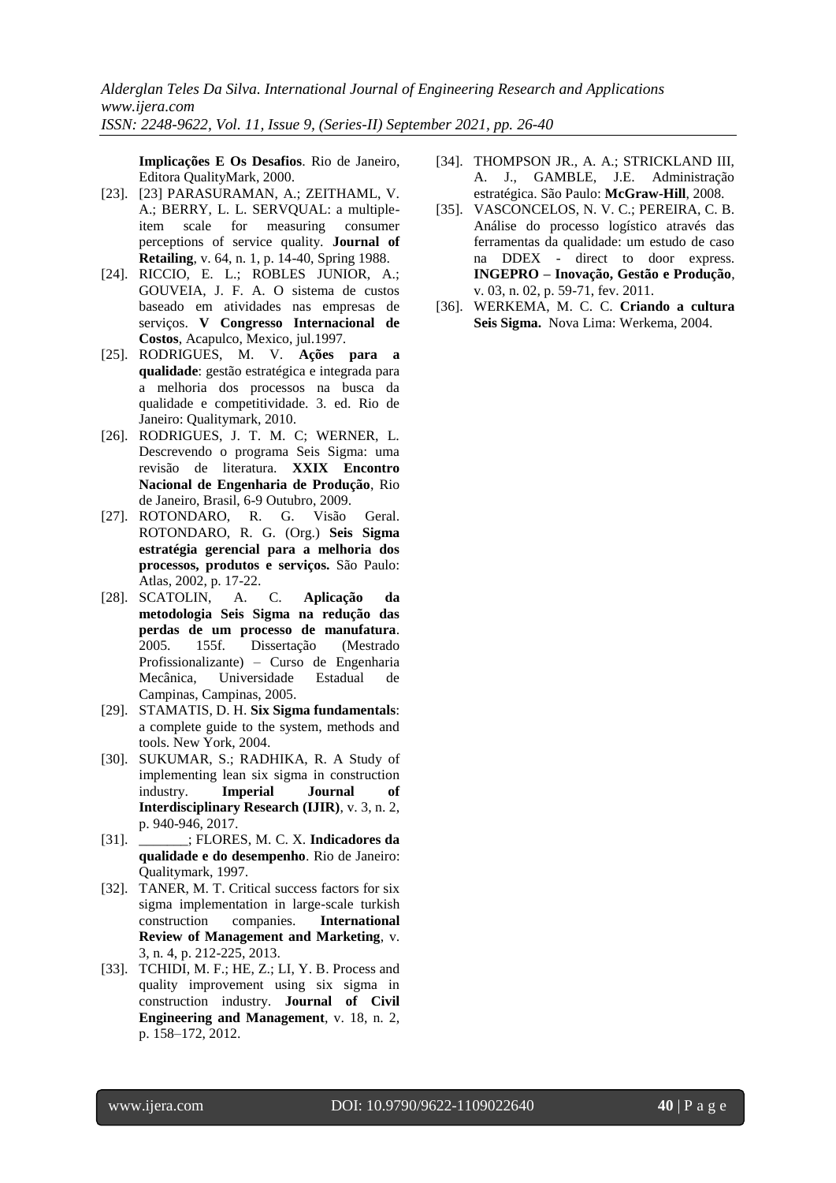**Implicações E Os Desafios**. Rio de Janeiro, Editora QualityMark, 2000.

[23]. [23] PARASURAMAN, A.; ZEITHAML, V. A.; BERRY, L. L. SERVQUAL: a multiple-item scale for measuring consumer perceptions of service quality. **Journal of Retailing**, v. 64, n. 1, p. 14-40, Spring 1988.

[24]. RICCIO, E. L.; ROBLES JUNIOR, A.; GOUVEIA, J. F. A. O sistema de custos baseado em atividades nas empresas de serviços. **V Congresso Internacional de Costos**, Acapulco, Mexico, jul.1997.

[25]. RODRIGUES, M. V. **Ações para a qualidade**: gestão estratégica e integrada para a melhoria dos processos na busca da qualidade e competitividade. 3. ed. Rio de Janeiro: Qualitymark, 2010.

[26]. RODRIGUES, J. T. M. C; WERNER, L. Descrevendo o programa Seis Sigma: uma revisão de literatura. **XXIX Encontro Nacional de Engenharia de Produção**, Rio de Janeiro, Brasil, 6-9 Outubro, 2009.

[27]. ROTONDARO, R. G. Visão Geral. ROTONDARO, R. G. (Org.) **Seis Sigma estratégia gerencial para a melhoria dos processos, produtos e serviços.** São Paulo: Atlas, 2002, p. 17-22.

[28]. SCATOLIN, A. C. **Aplicação da metodologia Seis Sigma na redução das perdas de um processo de manufatura**. 2005. 155f. Dissertação (Mestrado Profissionalizante) – Curso de Engenharia Mecânica, Universidade Estadual de Campinas, Campinas, 2005.

[29]. STAMATIS, D. H. **Six Sigma fundamentals**: a complete guide to the system, methods and tools. New York, 2004.

[30]. SUKUMAR, S.; RADHIKA, R. A Study of implementing lean six sigma in construction industry. **Imperial Journal of Interdisciplinary Research (IJIR)**, v. 3, n. 2, p. 940-946, 2017.

[31]. _______; FLORES, M. C. X. **Indicadores da qualidade e do desempenho**. Rio de Janeiro: Qualitymark, 1997.

[32]. TANER, M. T. Critical success factors for six sigma implementation in large-scale turkish construction companies. **International Review of Management and Marketing**, v. 3, n. 4, p. 212-225, 2013.

[33]. TCHIDI, M. F.; HE, Z.; LI, Y. B. Process and quality improvement using six sigma in construction industry. **Journal of Civil Engineering and Management**, v. 18, n. 2, p. 158–172, 2012.

[34]. THOMPSON JR., A. A.; STRICKLAND III, A. J., GAMBLE, J.E. Administração estratégica. São Paulo: **McGraw-Hill**, 2008.

[35]. VASCONCELOS, N. V. C.; PEREIRA, C. B. Análise do processo logístico através das ferramentas da qualidade: um estudo de caso na DDEX - direct to door express. **INGEPRO – Inovação, Gestão e Produção**, v. 03, n. 02, p. 59-71, fev. 2011.

[36]. WERKEMA, M. C. C. **Criando a cultura Seis Sigma.** Nova Lima: Werkema, 2004.